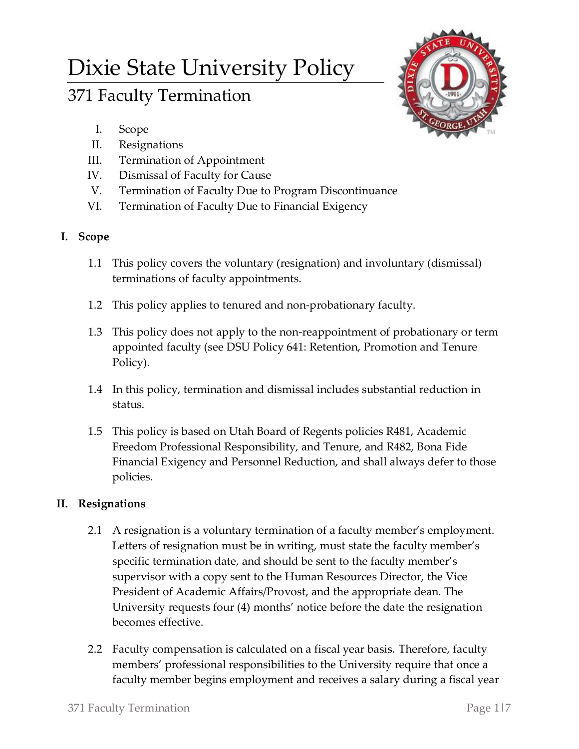# Dixie State University Policy

## 371 Faculty Termination

I. Scope
II. Resignations
III. Termination of Appointment
IV. Dismissal of Faculty for Cause
V. Termination of Faculty Due to Program Discontinuance
VI. Termination of Faculty Due to Financial Exigency

### I. Scope

1.1 This policy covers the voluntary (resignation) and involuntary (dismissal) terminations of faculty appointments.

1.2 This policy applies to tenured and non-probationary faculty.

1.3 This policy does not apply to the non-reappointment of probationary or term appointed faculty (see DSU Policy 641: Retention, Promotion and Tenure Policy).

1.4 In this policy, termination and dismissal includes substantial reduction in status.

1.5 This policy is based on Utah Board of Regents policies R481, Academic Freedom Professional Responsibility, and Tenure, and R482, Bona Fide Financial Exigency and Personnel Reduction, and shall always defer to those policies.

### II. Resignations

2.1 A resignation is a voluntary termination of a faculty member's employment. Letters of resignation must be in writing, must state the faculty member's specific termination date, and should be sent to the faculty member's supervisor with a copy sent to the Human Resources Director, the Vice President of Academic Affairs/Provost, and the appropriate dean. The University requests four (4) months' notice before the date the resignation becomes effective.

2.2 Faculty compensation is calculated on a fiscal year basis. Therefore, faculty members' professional responsibilities to the University require that once a faculty member begins employment and receives a salary during a fiscal year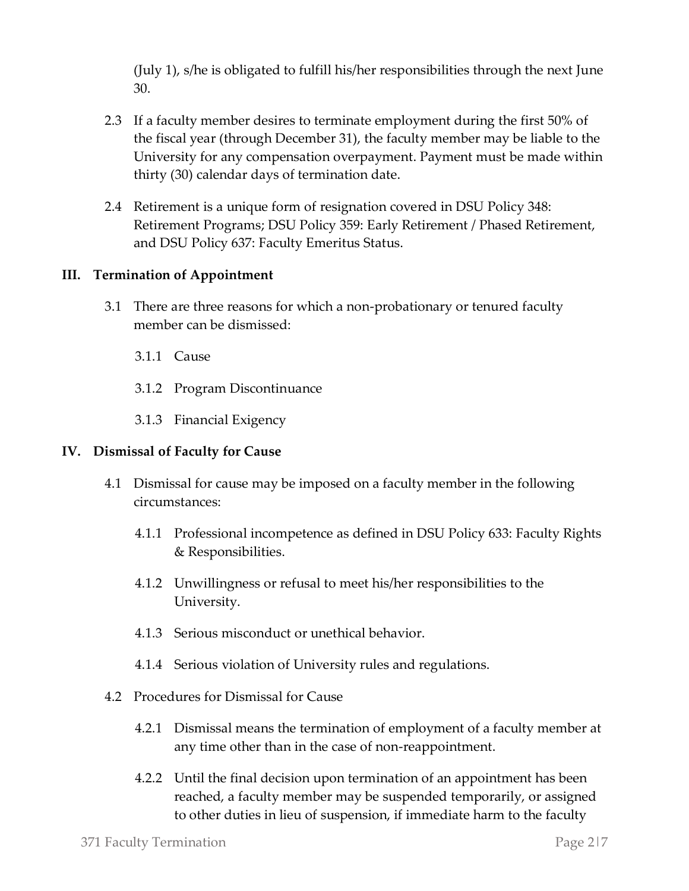(July 1), s/he is obligated to fulfill his/her responsibilities through the next June 30.

2.3 If a faculty member desires to terminate employment during the first 50% of the fiscal year (through December 31), the faculty member may be liable to the University for any compensation overpayment. Payment must be made within thirty (30) calendar days of termination date.

2.4 Retirement is a unique form of resignation covered in DSU Policy 348: Retirement Programs; DSU Policy 359: Early Retirement / Phased Retirement, and DSU Policy 637: Faculty Emeritus Status.

## III. Termination of Appointment

3.1 There are three reasons for which a non-probationary or tenured faculty member can be dismissed:

3.1.1 Cause

3.1.2 Program Discontinuance

3.1.3 Financial Exigency

## IV. Dismissal of Faculty for Cause

4.1 Dismissal for cause may be imposed on a faculty member in the following circumstances:

4.1.1 Professional incompetence as defined in DSU Policy 633: Faculty Rights & Responsibilities.

4.1.2 Unwillingness or refusal to meet his/her responsibilities to the University.

4.1.3 Serious misconduct or unethical behavior.

4.1.4 Serious violation of University rules and regulations.

4.2 Procedures for Dismissal for Cause

4.2.1 Dismissal means the termination of employment of a faculty member at any time other than in the case of non-reappointment.

4.2.2 Until the final decision upon termination of an appointment has been reached, a faculty member may be suspended temporarily, or assigned to other duties in lieu of suspension, if immediate harm to the faculty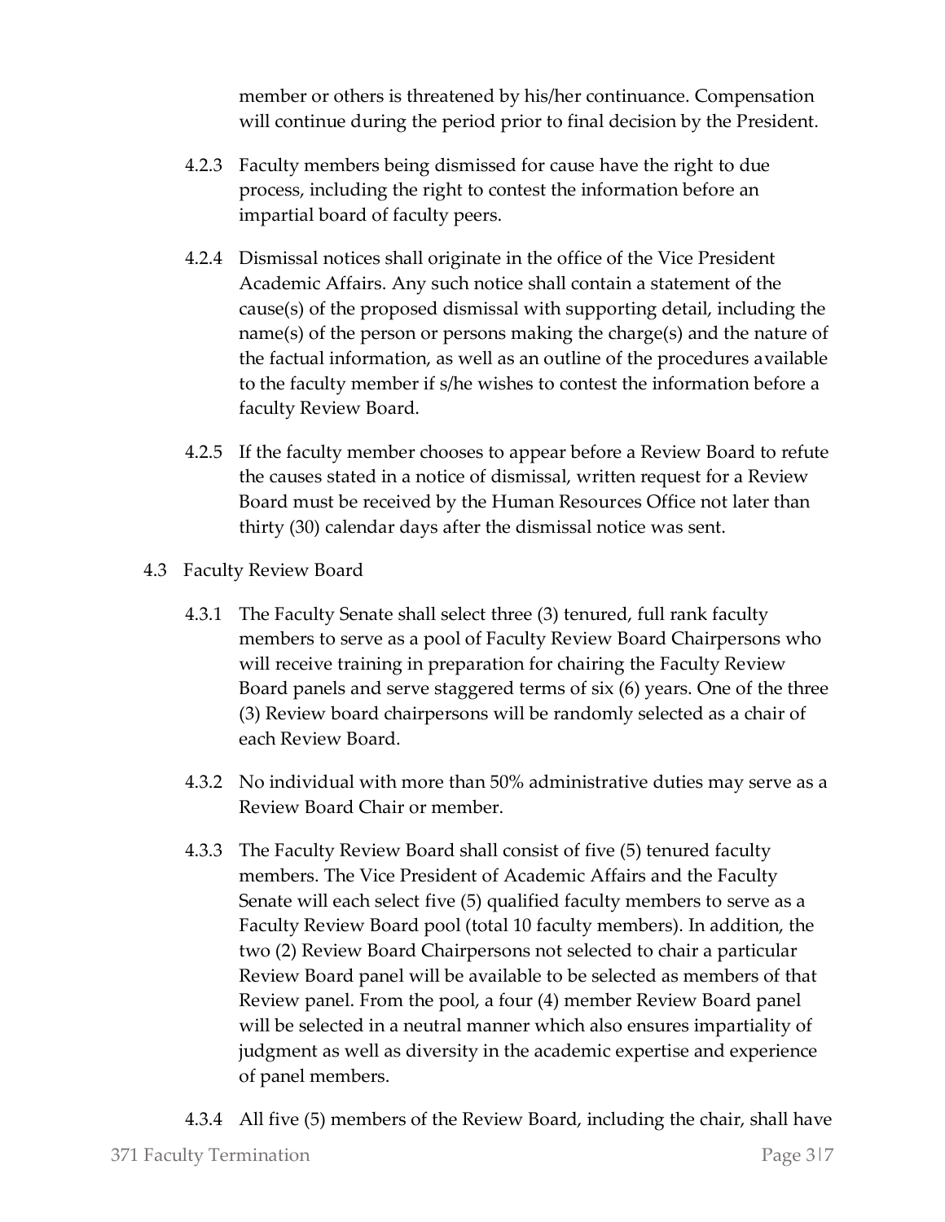member or others is threatened by his/her continuance. Compensation will continue during the period prior to final decision by the President.

4.2.3 Faculty members being dismissed for cause have the right to due process, including the right to contest the information before an impartial board of faculty peers.

4.2.4 Dismissal notices shall originate in the office of the Vice President Academic Affairs. Any such notice shall contain a statement of the cause(s) of the proposed dismissal with supporting detail, including the name(s) of the person or persons making the charge(s) and the nature of the factual information, as well as an outline of the procedures available to the faculty member if s/he wishes to contest the information before a faculty Review Board.

4.2.5 If the faculty member chooses to appear before a Review Board to refute the causes stated in a notice of dismissal, written request for a Review Board must be received by the Human Resources Office not later than thirty (30) calendar days after the dismissal notice was sent.

4.3 Faculty Review Board

4.3.1 The Faculty Senate shall select three (3) tenured, full rank faculty members to serve as a pool of Faculty Review Board Chairpersons who will receive training in preparation for chairing the Faculty Review Board panels and serve staggered terms of six (6) years. One of the three (3) Review board chairpersons will be randomly selected as a chair of each Review Board.

4.3.2 No individual with more than 50% administrative duties may serve as a Review Board Chair or member.

4.3.3 The Faculty Review Board shall consist of five (5) tenured faculty members. The Vice President of Academic Affairs and the Faculty Senate will each select five (5) qualified faculty members to serve as a Faculty Review Board pool (total 10 faculty members). In addition, the two (2) Review Board Chairpersons not selected to chair a particular Review Board panel will be available to be selected as members of that Review panel. From the pool, a four (4) member Review Board panel will be selected in a neutral manner which also ensures impartiality of judgment as well as diversity in the academic expertise and experience of panel members.

4.3.4 All five (5) members of the Review Board, including the chair, shall have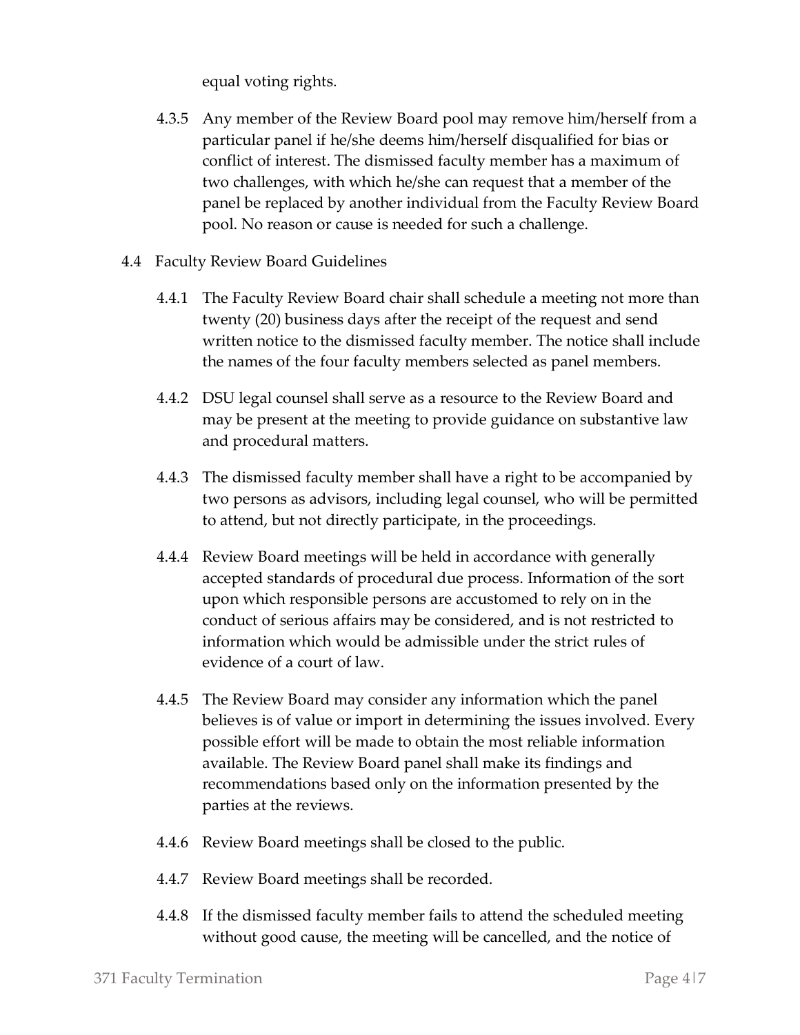equal voting rights.

4.3.5 Any member of the Review Board pool may remove him/herself from a particular panel if he/she deems him/herself disqualified for bias or conflict of interest. The dismissed faculty member has a maximum of two challenges, with which he/she can request that a member of the panel be replaced by another individual from the Faculty Review Board pool. No reason or cause is needed for such a challenge.

4.4 Faculty Review Board Guidelines

4.4.1 The Faculty Review Board chair shall schedule a meeting not more than twenty (20) business days after the receipt of the request and send written notice to the dismissed faculty member. The notice shall include the names of the four faculty members selected as panel members.

4.4.2 DSU legal counsel shall serve as a resource to the Review Board and may be present at the meeting to provide guidance on substantive law and procedural matters.

4.4.3 The dismissed faculty member shall have a right to be accompanied by two persons as advisors, including legal counsel, who will be permitted to attend, but not directly participate, in the proceedings.

4.4.4 Review Board meetings will be held in accordance with generally accepted standards of procedural due process. Information of the sort upon which responsible persons are accustomed to rely on in the conduct of serious affairs may be considered, and is not restricted to information which would be admissible under the strict rules of evidence of a court of law.

4.4.5 The Review Board may consider any information which the panel believes is of value or import in determining the issues involved. Every possible effort will be made to obtain the most reliable information available. The Review Board panel shall make its findings and recommendations based only on the information presented by the parties at the reviews.

4.4.6 Review Board meetings shall be closed to the public.

4.4.7 Review Board meetings shall be recorded.

4.4.8 If the dismissed faculty member fails to attend the scheduled meeting without good cause, the meeting will be cancelled, and the notice of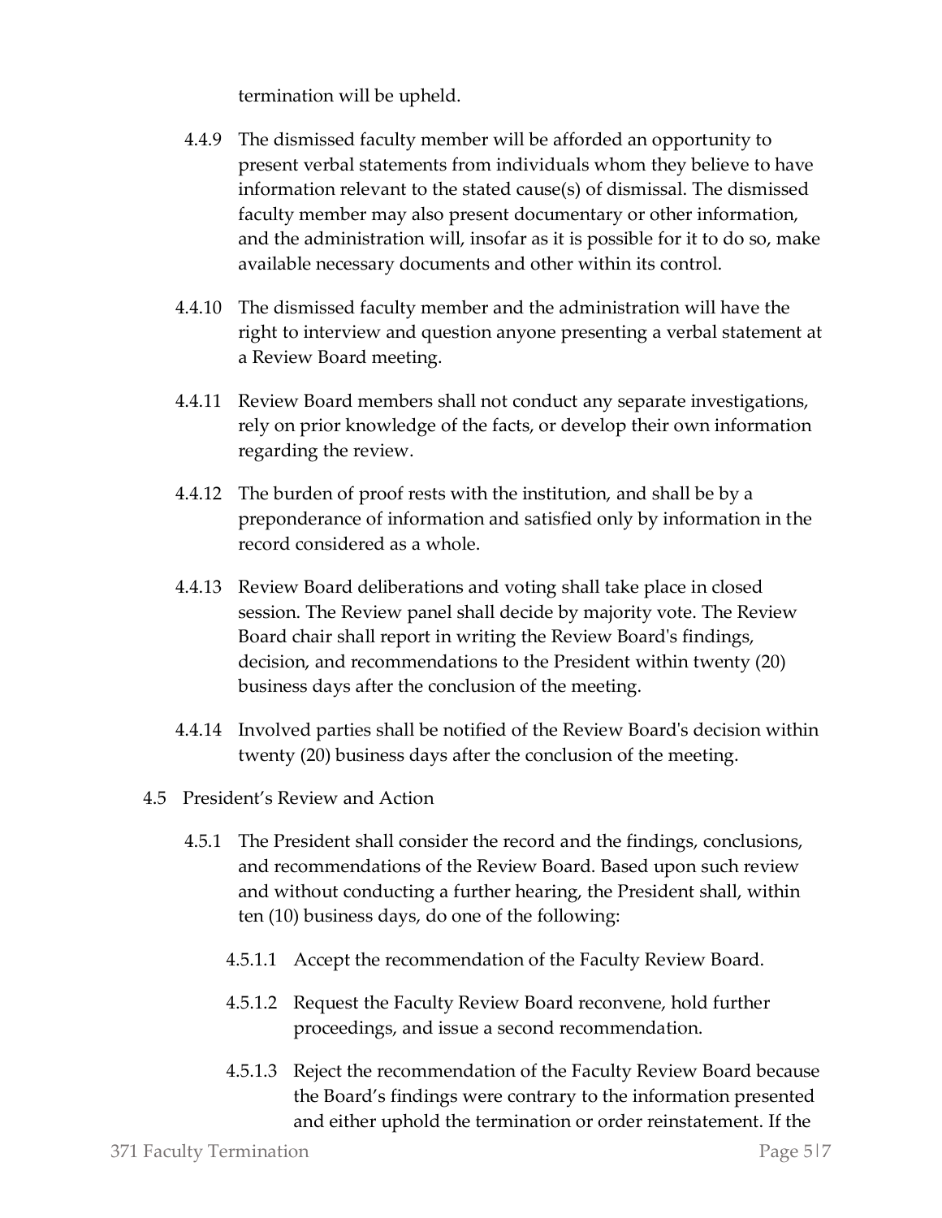termination will be upheld.

4.4.9 The dismissed faculty member will be afforded an opportunity to present verbal statements from individuals whom they believe to have information relevant to the stated cause(s) of dismissal. The dismissed faculty member may also present documentary or other information, and the administration will, insofar as it is possible for it to do so, make available necessary documents and other within its control.

4.4.10 The dismissed faculty member and the administration will have the right to interview and question anyone presenting a verbal statement at a Review Board meeting.

4.4.11 Review Board members shall not conduct any separate investigations, rely on prior knowledge of the facts, or develop their own information regarding the review.

4.4.12 The burden of proof rests with the institution, and shall be by a preponderance of information and satisfied only by information in the record considered as a whole.

4.4.13 Review Board deliberations and voting shall take place in closed session. The Review panel shall decide by majority vote. The Review Board chair shall report in writing the Review Board's findings, decision, and recommendations to the President within twenty (20) business days after the conclusion of the meeting.

4.4.14 Involved parties shall be notified of the Review Board's decision within twenty (20) business days after the conclusion of the meeting.

4.5 President's Review and Action

4.5.1 The President shall consider the record and the findings, conclusions, and recommendations of the Review Board. Based upon such review and without conducting a further hearing, the President shall, within ten (10) business days, do one of the following:

4.5.1.1 Accept the recommendation of the Faculty Review Board.

4.5.1.2 Request the Faculty Review Board reconvene, hold further proceedings, and issue a second recommendation.

4.5.1.3 Reject the recommendation of the Faculty Review Board because the Board's findings were contrary to the information presented and either uphold the termination or order reinstatement. If the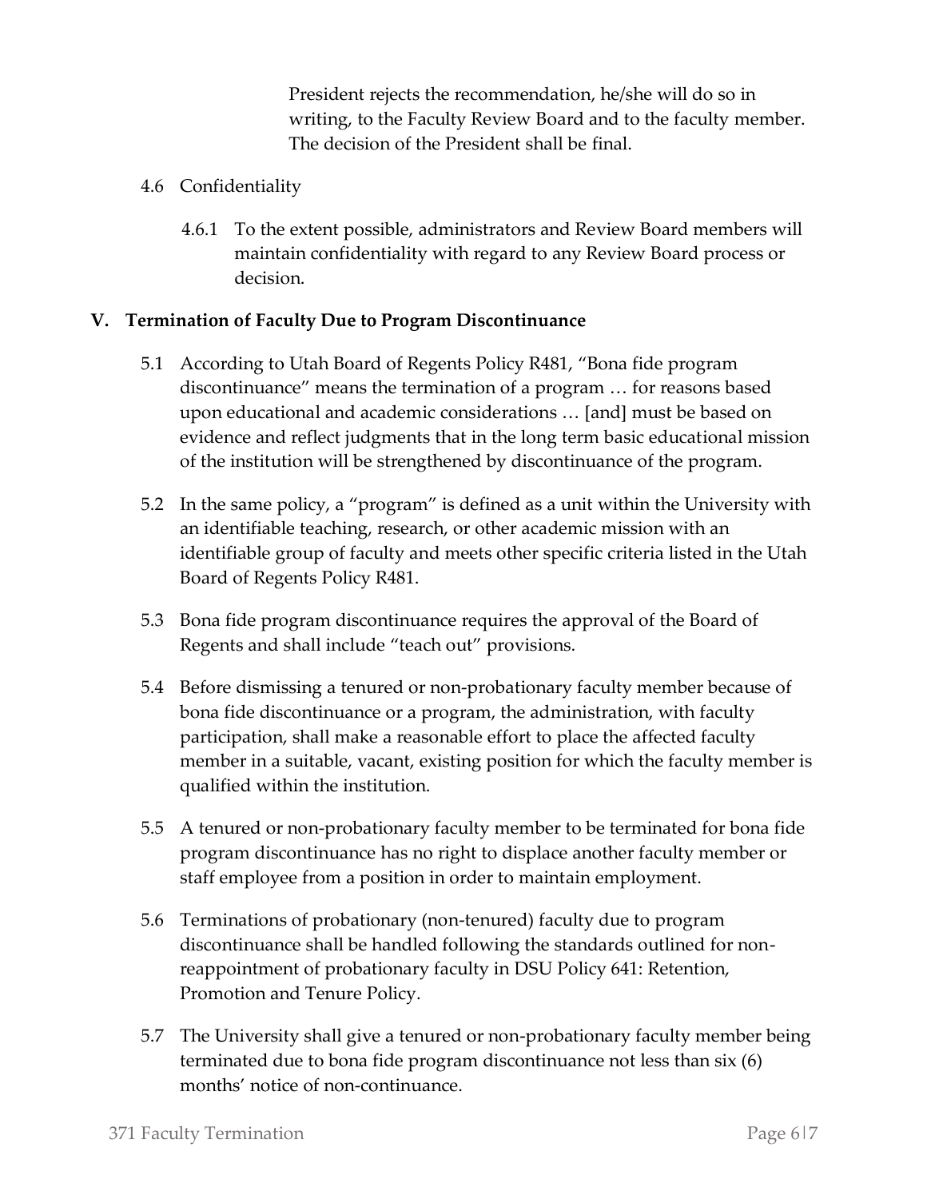President rejects the recommendation, he/she will do so in writing, to the Faculty Review Board and to the faculty member. The decision of the President shall be final.

4.6 Confidentiality

4.6.1 To the extent possible, administrators and Review Board members will maintain confidentiality with regard to any Review Board process or decision.

## V. Termination of Faculty Due to Program Discontinuance

5.1 According to Utah Board of Regents Policy R481, "Bona fide program discontinuance" means the termination of a program … for reasons based upon educational and academic considerations … [and] must be based on evidence and reflect judgments that in the long term basic educational mission of the institution will be strengthened by discontinuance of the program.

5.2 In the same policy, a "program" is defined as a unit within the University with an identifiable teaching, research, or other academic mission with an identifiable group of faculty and meets other specific criteria listed in the Utah Board of Regents Policy R481.

5.3 Bona fide program discontinuance requires the approval of the Board of Regents and shall include "teach out" provisions.

5.4 Before dismissing a tenured or non-probationary faculty member because of bona fide discontinuance or a program, the administration, with faculty participation, shall make a reasonable effort to place the affected faculty member in a suitable, vacant, existing position for which the faculty member is qualified within the institution.

5.5 A tenured or non-probationary faculty member to be terminated for bona fide program discontinuance has no right to displace another faculty member or staff employee from a position in order to maintain employment.

5.6 Terminations of probationary (non-tenured) faculty due to program discontinuance shall be handled following the standards outlined for non-reappointment of probationary faculty in DSU Policy 641: Retention, Promotion and Tenure Policy.

5.7 The University shall give a tenured or non-probationary faculty member being terminated due to bona fide program discontinuance not less than six (6) months' notice of non-continuance.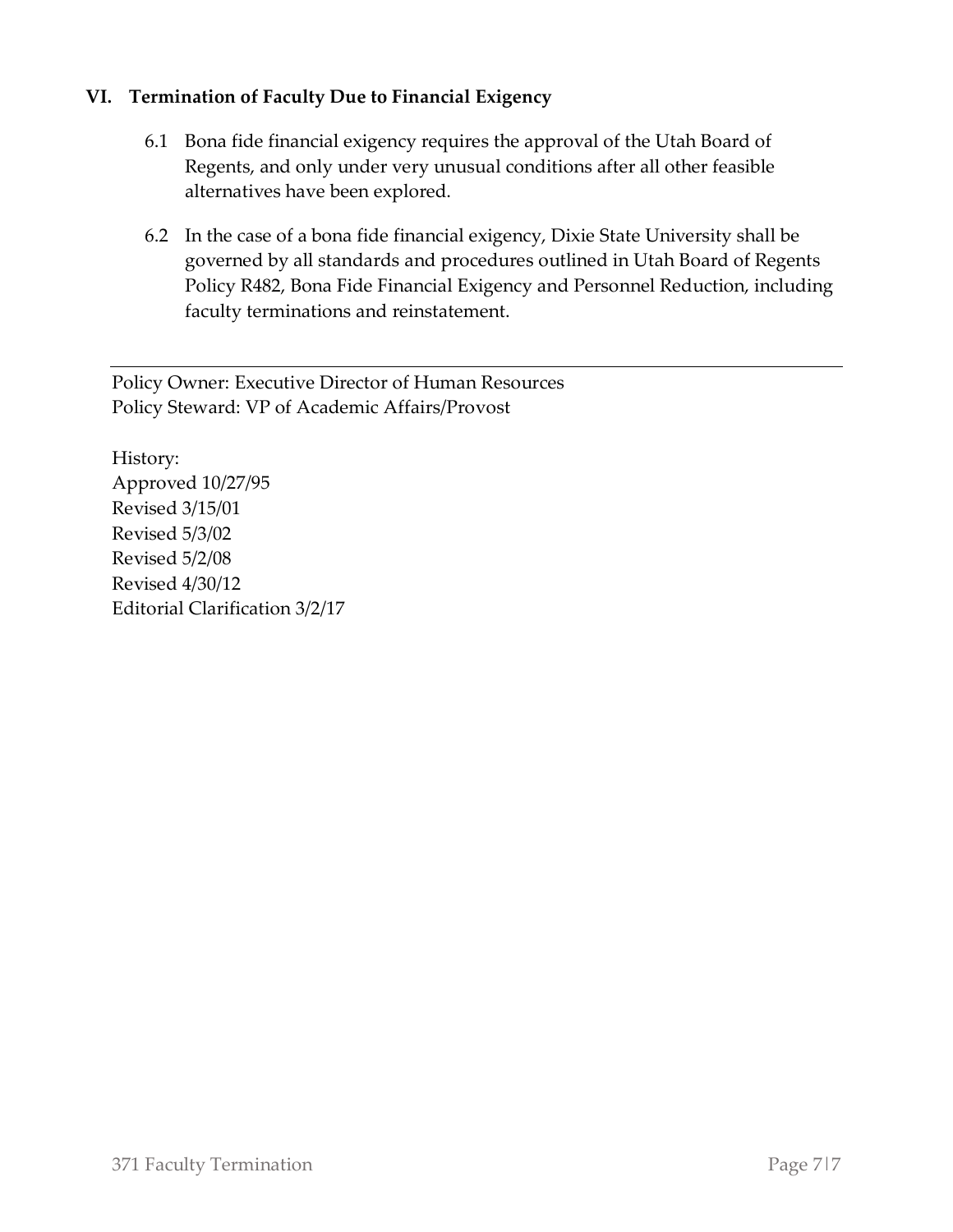## VI. Termination of Faculty Due to Financial Exigency

6.1 Bona fide financial exigency requires the approval of the Utah Board of Regents, and only under very unusual conditions after all other feasible alternatives have been explored.

6.2 In the case of a bona fide financial exigency, Dixie State University shall be governed by all standards and procedures outlined in Utah Board of Regents Policy R482, Bona Fide Financial Exigency and Personnel Reduction, including faculty terminations and reinstatement.

---

Policy Owner: Executive Director of Human Resources
Policy Steward: VP of Academic Affairs/Provost

History:
Approved 10/27/95
Revised 3/15/01
Revised 5/3/02
Revised 5/2/08
Revised 4/30/12
Editorial Clarification 3/2/17